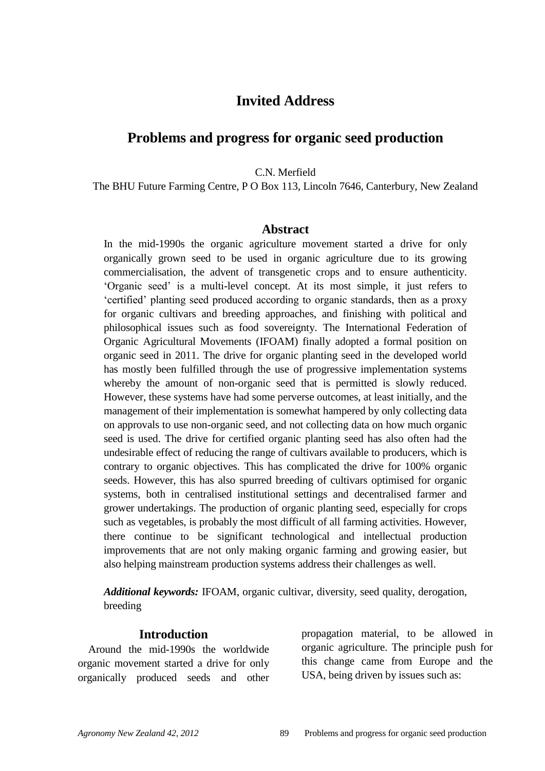# Invited Address

## Problems and progress for organic seed production

C.N. Merfield

The BHU Future Farming Centre, P O Box 113, Lincoln 7646, Canterbury, New Zealand

### Abstract

In the mid-1990s the organic agriculture movement started a drive for only organically grown seed to be used in organic agriculture due to its growing commercialisation, the advent of transgenetic crops and to ensure authenticity. 'Organic seed' is a multi-level concept. At its most simple, it just refers to 'certified' planting seed produced according to organic standards, then as a proxy for organic cultivars and breeding approaches, and finishing with political and philosophical issues such as food sovereignty. The International Federation of Organic Agricultural Movements (IFOAM) finally adopted a formal position on organic seed in 2011. The drive for organic planting seed in the developed world has mostly been fulfilled through the use of progressive implementation systems whereby the amount of non-organic seed that is permitted is slowly reduced. However, these systems have had some perverse outcomes, at least initially, and the management of their implementation is somewhat hampered by only collecting data on approvals to use non-organic seed, and not collecting data on how much organic seed is used. The drive for certified organic planting seed has also often had the undesirable effect of reducing the range of cultivars available to producers, which is contrary to organic objectives. This has complicated the drive for 100% organic seeds. However, this has also spurred breeding of cultivars optimised for organic systems, both in centralised institutional settings and decentralised farmer and grower undertakings. The production of organic planting seed, especially for crops such as vegetables, is probably the most difficult of all farming activities. However, there continue to be significant technological and intellectual production improvements that are not only making organic farming and growing easier, but also helping mainstream production systems address their challenges as well.

***Additional keywords:*** IFOAM, organic cultivar, diversity, seed quality, derogation, breeding

### Introduction

Around the mid-1990s the worldwide organic movement started a drive for only organically produced seeds and other propagation material, to be allowed in organic agriculture. The principle push for this change came from Europe and the USA, being driven by issues such as: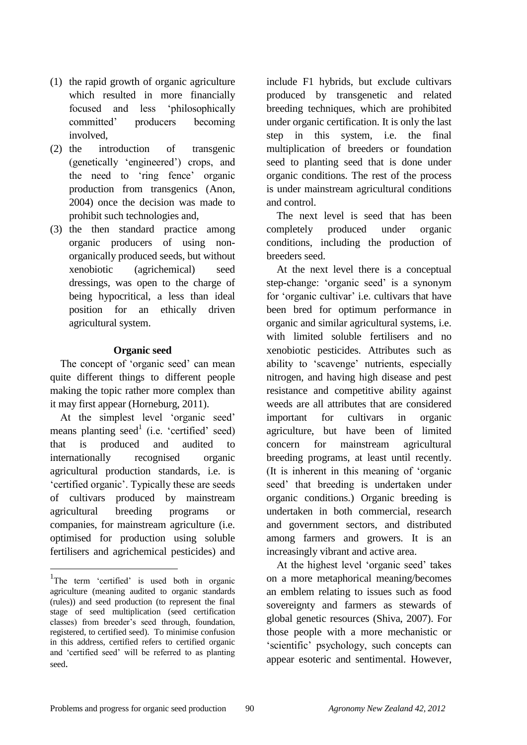(1) the rapid growth of organic agriculture which resulted in more financially focused and less 'philosophically committed' producers becoming involved,
(2) the introduction of transgenic (genetically 'engineered') crops, and the need to 'ring fence' organic production from transgenics (Anon, 2004) once the decision was made to prohibit such technologies and,
(3) the then standard practice among organic producers of using non-organically produced seeds, but without xenobiotic (agrichemical) seed dressings, was open to the charge of being hypocritical, a less than ideal position for an ethically driven agricultural system.

## Organic seed

The concept of 'organic seed' can mean quite different things to different people making the topic rather more complex than it may first appear (Horneburg, 2011).

At the simplest level 'organic seed' means planting seed[1] (i.e. 'certified' seed) that is produced and audited to internationally recognised organic agricultural production standards, i.e. is 'certified organic'. Typically these are seeds of cultivars produced by mainstream agricultural breeding programs or companies, for mainstream agriculture (i.e. optimised for production using soluble fertilisers and agrichemical pesticides) and include F1 hybrids, but exclude cultivars produced by transgenetic and related breeding techniques, which are prohibited under organic certification. It is only the last step in this system, i.e. the final multiplication of breeders or foundation seed to planting seed that is done under organic conditions. The rest of the process is under mainstream agricultural conditions and control.

The next level is seed that has been completely produced under organic conditions, including the production of breeders seed.

At the next level there is a conceptual step-change: 'organic seed' is a synonym for 'organic cultivar' i.e. cultivars that have been bred for optimum performance in organic and similar agricultural systems, i.e. with limited soluble fertilisers and no xenobiotic pesticides. Attributes such as ability to 'scavenge' nutrients, especially nitrogen, and having high disease and pest resistance and competitive ability against weeds are all attributes that are considered important for cultivars in organic agriculture, but have been of limited concern for mainstream agricultural breeding programs, at least until recently. (It is inherent in this meaning of 'organic seed' that breeding is undertaken under organic conditions.) Organic breeding is undertaken in both commercial, research and government sectors, and distributed among farmers and growers. It is an increasingly vibrant and active area.

At the highest level 'organic seed' takes on a more metaphorical meaning/becomes an emblem relating to issues such as food sovereignty and farmers as stewards of global genetic resources (Shiva, 2007). For those people with a more mechanistic or 'scientific' psychology, such concepts can appear esoteric and sentimental. However,

---

[1] The term 'certified' is used both in organic agriculture (meaning audited to organic standards (rules)) and seed production (to represent the final stage of seed multiplication (seed certification classes) from breeder's seed through, foundation, registered, to certified seed). To minimise confusion in this address, certified refers to certified organic and 'certified seed' will be referred to as planting seed.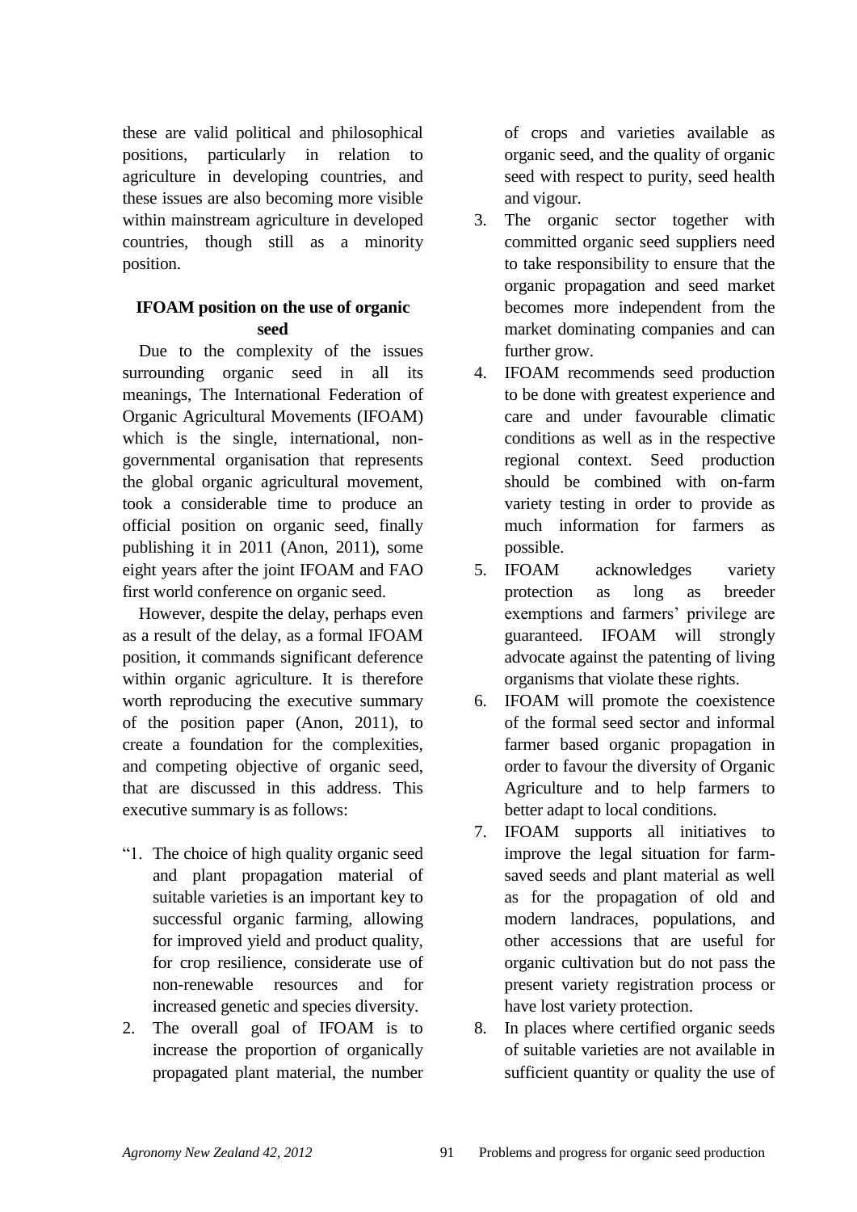these are valid political and philosophical positions, particularly in relation to agriculture in developing countries, and these issues are also becoming more visible within mainstream agriculture in developed countries, though still as a minority position.

### IFOAM position on the use of organic seed

Due to the complexity of the issues surrounding organic seed in all its meanings, The International Federation of Organic Agricultural Movements (IFOAM) which is the single, international, non-governmental organisation that represents the global organic agricultural movement, took a considerable time to produce an official position on organic seed, finally publishing it in 2011 (Anon, 2011), some eight years after the joint IFOAM and FAO first world conference on organic seed.

However, despite the delay, perhaps even as a result of the delay, as a formal IFOAM position, it commands significant deference within organic agriculture. It is therefore worth reproducing the executive summary of the position paper (Anon, 2011), to create a foundation for the complexities, and competing objective of organic seed, that are discussed in this address. This executive summary is as follows:

"1. The choice of high quality organic seed and plant propagation material of suitable varieties is an important key to successful organic farming, allowing for improved yield and product quality, for crop resilience, considerate use of non-renewable resources and for increased genetic and species diversity.
2. The overall goal of IFOAM is to increase the proportion of organically propagated plant material, the number of crops and varieties available as organic seed, and the quality of organic seed with respect to purity, seed health and vigour.
3. The organic sector together with committed organic seed suppliers need to take responsibility to ensure that the organic propagation and seed market becomes more independent from the market dominating companies and can further grow.
4. IFOAM recommends seed production to be done with greatest experience and care and under favourable climatic conditions as well as in the respective regional context. Seed production should be combined with on-farm variety testing in order to provide as much information for farmers as possible.
5. IFOAM acknowledges variety protection as long as breeder exemptions and farmers' privilege are guaranteed. IFOAM will strongly advocate against the patenting of living organisms that violate these rights.
6. IFOAM will promote the coexistence of the formal seed sector and informal farmer based organic propagation in order to favour the diversity of Organic Agriculture and to help farmers to better adapt to local conditions.
7. IFOAM supports all initiatives to improve the legal situation for farm-saved seeds and plant material as well as for the propagation of old and modern landraces, populations, and other accessions that are useful for organic cultivation but do not pass the present variety registration process or have lost variety protection.
8. In places where certified organic seeds of suitable varieties are not available in sufficient quantity or quality the use of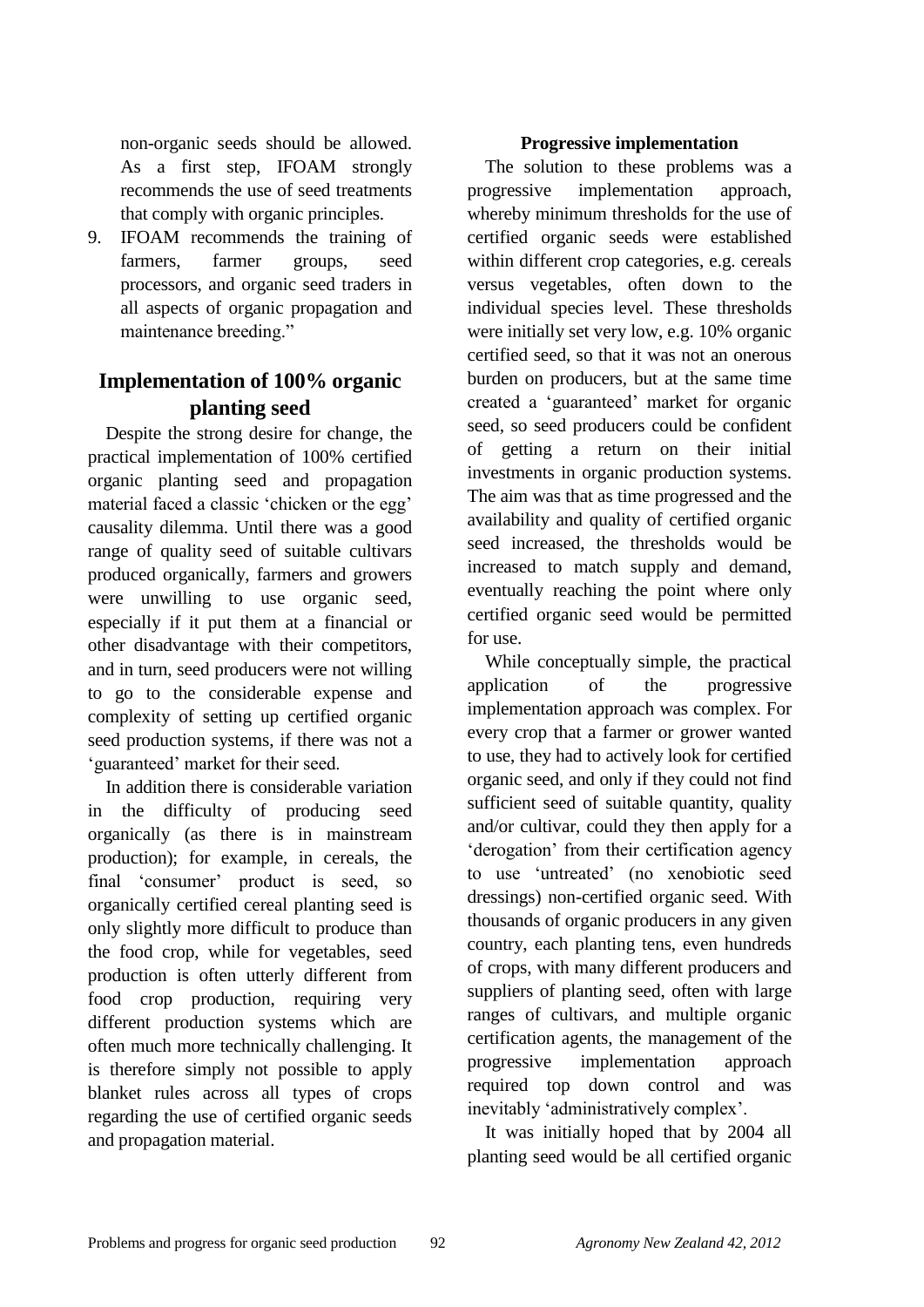non-organic seeds should be allowed. As a first step, IFOAM strongly recommends the use of seed treatments that comply with organic principles.

9. IFOAM recommends the training of farmers, farmer groups, seed processors, and organic seed traders in all aspects of organic propagation and maintenance breeding."

## Implementation of 100% organic planting seed

Despite the strong desire for change, the practical implementation of 100% certified organic planting seed and propagation material faced a classic 'chicken or the egg' causality dilemma. Until there was a good range of quality seed of suitable cultivars produced organically, farmers and growers were unwilling to use organic seed, especially if it put them at a financial or other disadvantage with their competitors, and in turn, seed producers were not willing to go to the considerable expense and complexity of setting up certified organic seed production systems, if there was not a 'guaranteed' market for their seed.

In addition there is considerable variation in the difficulty of producing seed organically (as there is in mainstream production); for example, in cereals, the final 'consumer' product is seed, so organically certified cereal planting seed is only slightly more difficult to produce than the food crop, while for vegetables, seed production is often utterly different from food crop production, requiring very different production systems which are often much more technically challenging. It is therefore simply not possible to apply blanket rules across all types of crops regarding the use of certified organic seeds and propagation material.

### Progressive implementation

The solution to these problems was a progressive implementation approach, whereby minimum thresholds for the use of certified organic seeds were established within different crop categories, e.g. cereals versus vegetables, often down to the individual species level. These thresholds were initially set very low, e.g. 10% organic certified seed, so that it was not an onerous burden on producers, but at the same time created a 'guaranteed' market for organic seed, so seed producers could be confident of getting a return on their initial investments in organic production systems. The aim was that as time progressed and the availability and quality of certified organic seed increased, the thresholds would be increased to match supply and demand, eventually reaching the point where only certified organic seed would be permitted for use.

While conceptually simple, the practical application of the progressive implementation approach was complex. For every crop that a farmer or grower wanted to use, they had to actively look for certified organic seed, and only if they could not find sufficient seed of suitable quantity, quality and/or cultivar, could they then apply for a 'derogation' from their certification agency to use 'untreated' (no xenobiotic seed dressings) non-certified organic seed. With thousands of organic producers in any given country, each planting tens, even hundreds of crops, with many different producers and suppliers of planting seed, often with large ranges of cultivars, and multiple organic certification agents, the management of the progressive implementation approach required top down control and was inevitably 'administratively complex'.

It was initially hoped that by 2004 all planting seed would be all certified organic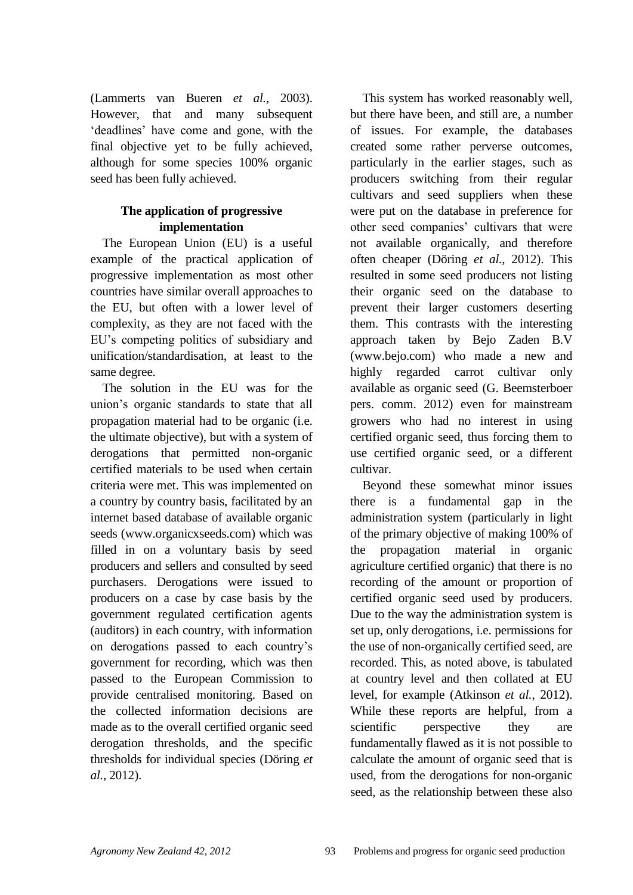(Lammerts van Bueren *et al.*, 2003). However, that and many subsequent 'deadlines' have come and gone, with the final objective yet to be fully achieved, although for some species 100% organic seed has been fully achieved.

### The application of progressive implementation

The European Union (EU) is a useful example of the practical application of progressive implementation as most other countries have similar overall approaches to the EU, but often with a lower level of complexity, as they are not faced with the EU's competing politics of subsidiary and unification/standardisation, at least to the same degree.

The solution in the EU was for the union's organic standards to state that all propagation material had to be organic (i.e. the ultimate objective), but with a system of derogations that permitted non-organic certified materials to be used when certain criteria were met. This was implemented on a country by country basis, facilitated by an internet based database of available organic seeds (www.organicxseeds.com) which was filled in on a voluntary basis by seed producers and sellers and consulted by seed purchasers. Derogations were issued to producers on a case by case basis by the government regulated certification agents (auditors) in each country, with information on derogations passed to each country's government for recording, which was then passed to the European Commission to provide centralised monitoring. Based on the collected information decisions are made as to the overall certified organic seed derogation thresholds, and the specific thresholds for individual species (Döring *et al.*, 2012).

This system has worked reasonably well, but there have been, and still are, a number of issues. For example, the databases created some rather perverse outcomes, particularly in the earlier stages, such as producers switching from their regular cultivars and seed suppliers when these were put on the database in preference for other seed companies' cultivars that were not available organically, and therefore often cheaper (Döring *et al.*, 2012). This resulted in some seed producers not listing their organic seed on the database to prevent their larger customers deserting them. This contrasts with the interesting approach taken by Bejo Zaden B.V (www.bejo.com) who made a new and highly regarded carrot cultivar only available as organic seed (G. Beemsterboer pers. comm. 2012) even for mainstream growers who had no interest in using certified organic seed, thus forcing them to use certified organic seed, or a different cultivar.

Beyond these somewhat minor issues there is a fundamental gap in the administration system (particularly in light of the primary objective of making 100% of the propagation material in organic agriculture certified organic) that there is no recording of the amount or proportion of certified organic seed used by producers. Due to the way the administration system is set up, only derogations, i.e. permissions for the use of non-organically certified seed, are recorded. This, as noted above, is tabulated at country level and then collated at EU level, for example (Atkinson *et al.*, 2012). While these reports are helpful, from a scientific perspective they are fundamentally flawed as it is not possible to calculate the amount of organic seed that is used, from the derogations for non-organic seed, as the relationship between these also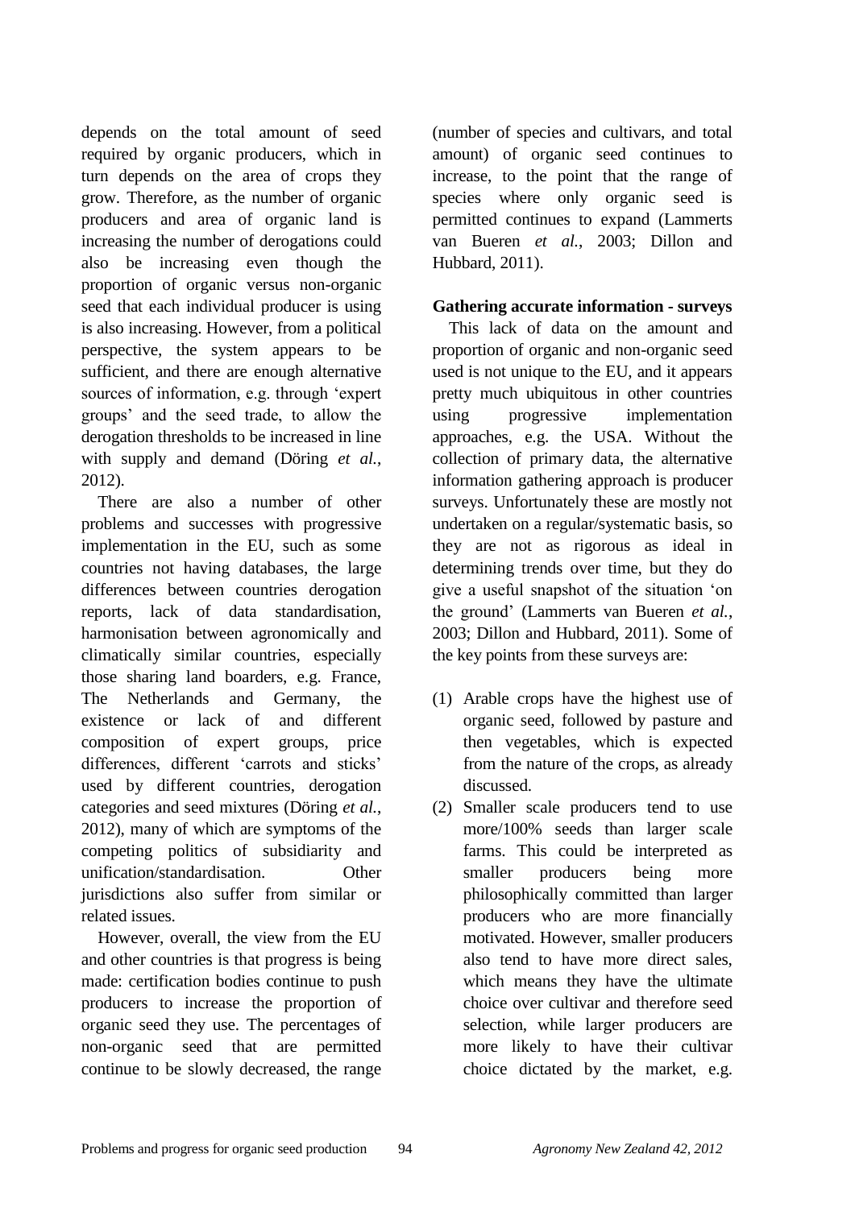depends on the total amount of seed required by organic producers, which in turn depends on the area of crops they grow. Therefore, as the number of organic producers and area of organic land is increasing the number of derogations could also be increasing even though the proportion of organic versus non-organic seed that each individual producer is using is also increasing. However, from a political perspective, the system appears to be sufficient, and there are enough alternative sources of information, e.g. through 'expert groups' and the seed trade, to allow the derogation thresholds to be increased in line with supply and demand (Döring *et al.*, 2012).

There are also a number of other problems and successes with progressive implementation in the EU, such as some countries not having databases, the large differences between countries derogation reports, lack of data standardisation, harmonisation between agronomically and climatically similar countries, especially those sharing land boarders, e.g. France, The Netherlands and Germany, the existence or lack of and different composition of expert groups, price differences, different 'carrots and sticks' used by different countries, derogation categories and seed mixtures (Döring *et al.*, 2012), many of which are symptoms of the competing politics of subsidiarity and unification/standardisation. Other jurisdictions also suffer from similar or related issues.

However, overall, the view from the EU and other countries is that progress is being made: certification bodies continue to push producers to increase the proportion of organic seed they use. The percentages of non-organic seed that are permitted continue to be slowly decreased, the range (number of species and cultivars, and total amount) of organic seed continues to increase, to the point that the range of species where only organic seed is permitted continues to expand (Lammerts van Bueren *et al.*, 2003; Dillon and Hubbard, 2011).

**Gathering accurate information - surveys**

This lack of data on the amount and proportion of organic and non-organic seed used is not unique to the EU, and it appears pretty much ubiquitous in other countries using progressive implementation approaches, e.g. the USA. Without the collection of primary data, the alternative information gathering approach is producer surveys. Unfortunately these are mostly not undertaken on a regular/systematic basis, so they are not as rigorous as ideal in determining trends over time, but they do give a useful snapshot of the situation 'on the ground' (Lammerts van Bueren *et al.*, 2003; Dillon and Hubbard, 2011). Some of the key points from these surveys are:

(1) Arable crops have the highest use of organic seed, followed by pasture and then vegetables, which is expected from the nature of the crops, as already discussed.
(2) Smaller scale producers tend to use more/100% seeds than larger scale farms. This could be interpreted as smaller producers being more philosophically committed than larger producers who are more financially motivated. However, smaller producers also tend to have more direct sales, which means they have the ultimate choice over cultivar and therefore seed selection, while larger producers are more likely to have their cultivar choice dictated by the market, e.g.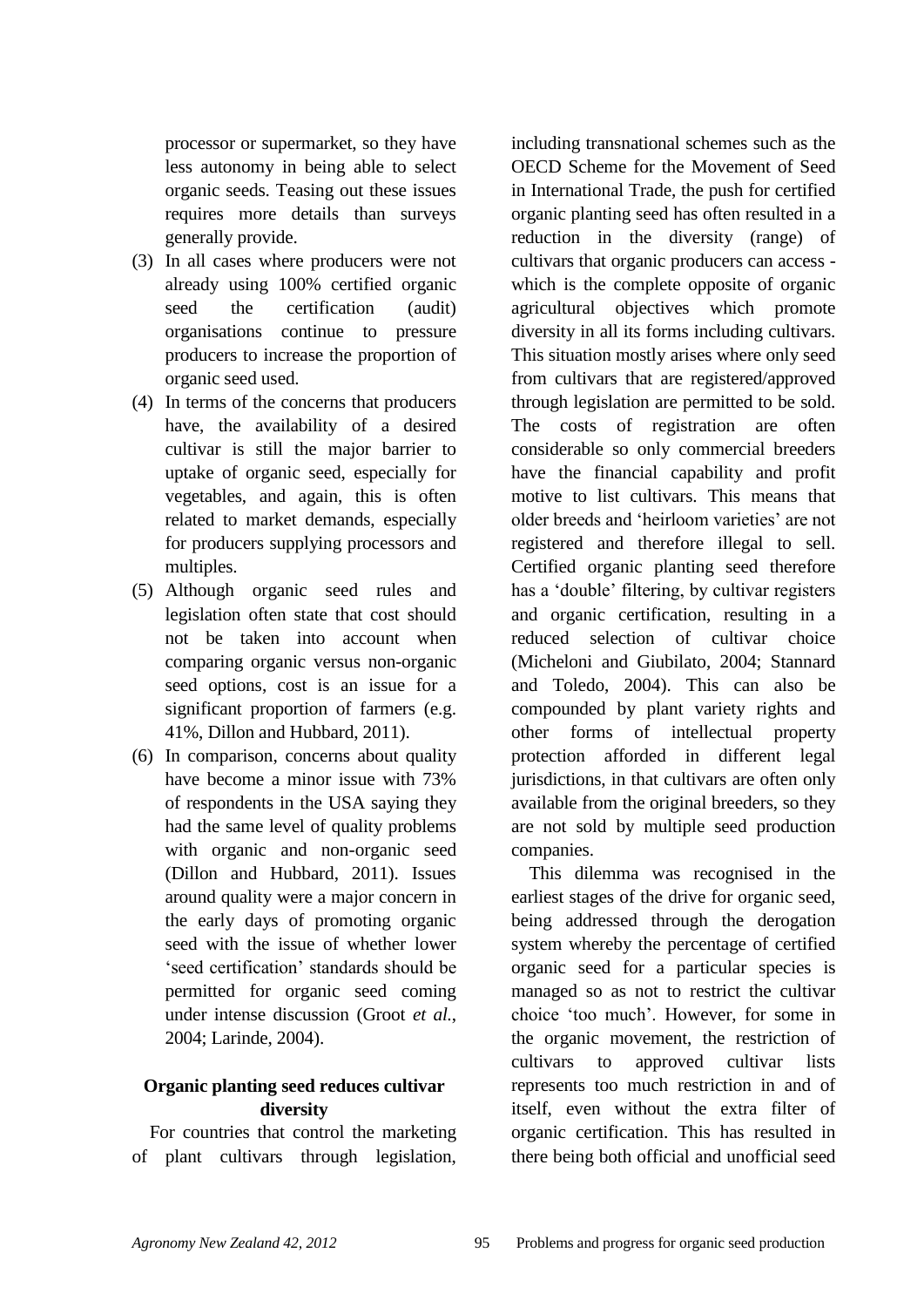processor or supermarket, so they have less autonomy in being able to select organic seeds. Teasing out these issues requires more details than surveys generally provide.

(3) In all cases where producers were not already using 100% certified organic seed the certification (audit) organisations continue to pressure producers to increase the proportion of organic seed used.

(4) In terms of the concerns that producers have, the availability of a desired cultivar is still the major barrier to uptake of organic seed, especially for vegetables, and again, this is often related to market demands, especially for producers supplying processors and multiples.

(5) Although organic seed rules and legislation often state that cost should not be taken into account when comparing organic versus non-organic seed options, cost is an issue for a significant proportion of farmers (e.g. 41%, Dillon and Hubbard, 2011).

(6) In comparison, concerns about quality have become a minor issue with 73% of respondents in the USA saying they had the same level of quality problems with organic and non-organic seed (Dillon and Hubbard, 2011). Issues around quality were a major concern in the early days of promoting organic seed with the issue of whether lower 'seed certification' standards should be permitted for organic seed coming under intense discussion (Groot *et al.*, 2004; Larinde, 2004).

**Organic planting seed reduces cultivar diversity**

For countries that control the marketing of plant cultivars through legislation, including transnational schemes such as the OECD Scheme for the Movement of Seed in International Trade, the push for certified organic planting seed has often resulted in a reduction in the diversity (range) of cultivars that organic producers can access - which is the complete opposite of organic agricultural objectives which promote diversity in all its forms including cultivars. This situation mostly arises where only seed from cultivars that are registered/approved through legislation are permitted to be sold. The costs of registration are often considerable so only commercial breeders have the financial capability and profit motive to list cultivars. This means that older breeds and 'heirloom varieties' are not registered and therefore illegal to sell. Certified organic planting seed therefore has a 'double' filtering, by cultivar registers and organic certification, resulting in a reduced selection of cultivar choice (Micheloni and Giubilato, 2004; Stannard and Toledo, 2004). This can also be compounded by plant variety rights and other forms of intellectual property protection afforded in different legal jurisdictions, in that cultivars are often only available from the original breeders, so they are not sold by multiple seed production companies.

This dilemma was recognised in the earliest stages of the drive for organic seed, being addressed through the derogation system whereby the percentage of certified organic seed for a particular species is managed so as not to restrict the cultivar choice 'too much'. However, for some in the organic movement, the restriction of cultivars to approved cultivar lists represents too much restriction in and of itself, even without the extra filter of organic certification. This has resulted in there being both official and unofficial seed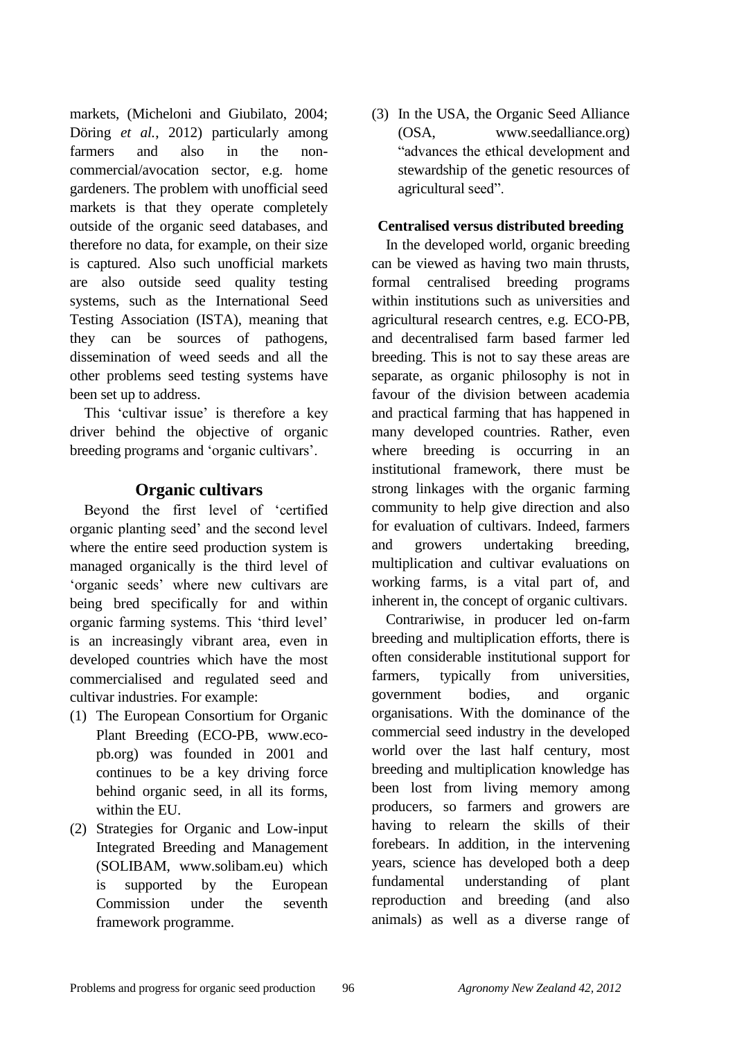markets, (Micheloni and Giubilato, 2004; Döring *et al.*, 2012) particularly among farmers and also in the non-commercial/avocation sector, e.g. home gardeners. The problem with unofficial seed markets is that they operate completely outside of the organic seed databases, and therefore no data, for example, on their size is captured. Also such unofficial markets are also outside seed quality testing systems, such as the International Seed Testing Association (ISTA), meaning that they can be sources of pathogens, dissemination of weed seeds and all the other problems seed testing systems have been set up to address.

This 'cultivar issue' is therefore a key driver behind the objective of organic breeding programs and 'organic cultivars'.

## Organic cultivars

Beyond the first level of 'certified organic planting seed' and the second level where the entire seed production system is managed organically is the third level of 'organic seeds' where new cultivars are being bred specifically for and within organic farming systems. This 'third level' is an increasingly vibrant area, even in developed countries which have the most commercialised and regulated seed and cultivar industries. For example:

(1) The European Consortium for Organic Plant Breeding (ECO-PB, www.eco-pb.org) was founded in 2001 and continues to be a key driving force behind organic seed, in all its forms, within the EU.

(2) Strategies for Organic and Low-input Integrated Breeding and Management (SOLIBAM, www.solibam.eu) which is supported by the European Commission under the seventh framework programme.

(3) In the USA, the Organic Seed Alliance (OSA, www.seedalliance.org) "advances the ethical development and stewardship of the genetic resources of agricultural seed".

### Centralised versus distributed breeding

In the developed world, organic breeding can be viewed as having two main thrusts, formal centralised breeding programs within institutions such as universities and agricultural research centres, e.g. ECO-PB, and decentralised farm based farmer led breeding. This is not to say these areas are separate, as organic philosophy is not in favour of the division between academia and practical farming that has happened in many developed countries. Rather, even where breeding is occurring in an institutional framework, there must be strong linkages with the organic farming community to help give direction and also for evaluation of cultivars. Indeed, farmers and growers undertaking breeding, multiplication and cultivar evaluations on working farms, is a vital part of, and inherent in, the concept of organic cultivars.

Contrariwise, in producer led on-farm breeding and multiplication efforts, there is often considerable institutional support for farmers, typically from universities, government bodies, and organic organisations. With the dominance of the commercial seed industry in the developed world over the last half century, most breeding and multiplication knowledge has been lost from living memory among producers, so farmers and growers are having to relearn the skills of their forebears. In addition, in the intervening years, science has developed both a deep fundamental understanding of plant reproduction and breeding (and also animals) as well as a diverse range of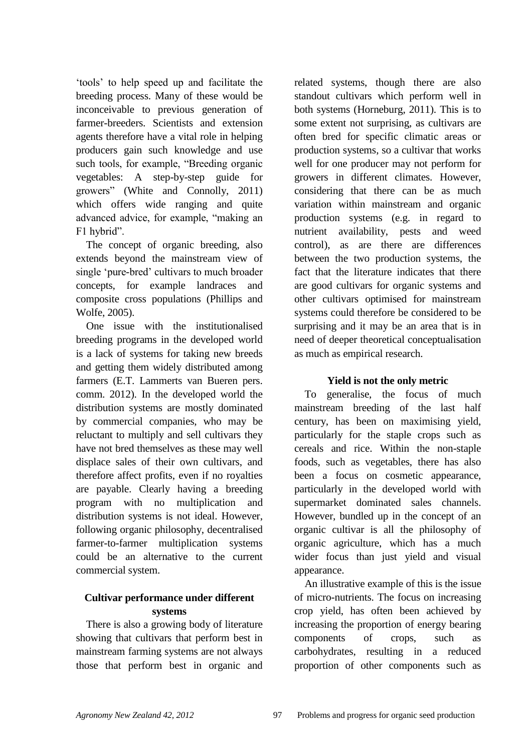'tools' to help speed up and facilitate the breeding process. Many of these would be inconceivable to previous generation of farmer-breeders. Scientists and extension agents therefore have a vital role in helping producers gain such knowledge and use such tools, for example, "Breeding organic vegetables: A step-by-step guide for growers" (White and Connolly, 2011) which offers wide ranging and quite advanced advice, for example, "making an F1 hybrid".

The concept of organic breeding, also extends beyond the mainstream view of single 'pure-bred' cultivars to much broader concepts, for example landraces and composite cross populations (Phillips and Wolfe, 2005).

One issue with the institutionalised breeding programs in the developed world is a lack of systems for taking new breeds and getting them widely distributed among farmers (E.T. Lammerts van Bueren pers. comm. 2012). In the developed world the distribution systems are mostly dominated by commercial companies, who may be reluctant to multiply and sell cultivars they have not bred themselves as these may well displace sales of their own cultivars, and therefore affect profits, even if no royalties are payable. Clearly having a breeding program with no multiplication and distribution systems is not ideal. However, following organic philosophy, decentralised farmer-to-farmer multiplication systems could be an alternative to the current commercial system.

## Cultivar performance under different systems

There is also a growing body of literature showing that cultivars that perform best in mainstream farming systems are not always those that perform best in organic and related systems, though there are also standout cultivars which perform well in both systems (Horneburg, 2011). This is to some extent not surprising, as cultivars are often bred for specific climatic areas or production systems, so a cultivar that works well for one producer may not perform for growers in different climates. However, considering that there can be as much variation within mainstream and organic production systems (e.g. in regard to nutrient availability, pests and weed control), as are there are differences between the two production systems, the fact that the literature indicates that there are good cultivars for organic systems and other cultivars optimised for mainstream systems could therefore be considered to be surprising and it may be an area that is in need of deeper theoretical conceptualisation as much as empirical research.

## Yield is not the only metric

To generalise, the focus of much mainstream breeding of the last half century, has been on maximising yield, particularly for the staple crops such as cereals and rice. Within the non-staple foods, such as vegetables, there has also been a focus on cosmetic appearance, particularly in the developed world with supermarket dominated sales channels. However, bundled up in the concept of an organic cultivar is all the philosophy of organic agriculture, which has a much wider focus than just yield and visual appearance.

An illustrative example of this is the issue of micro-nutrients. The focus on increasing crop yield, has often been achieved by increasing the proportion of energy bearing components of crops, such as carbohydrates, resulting in a reduced proportion of other components such as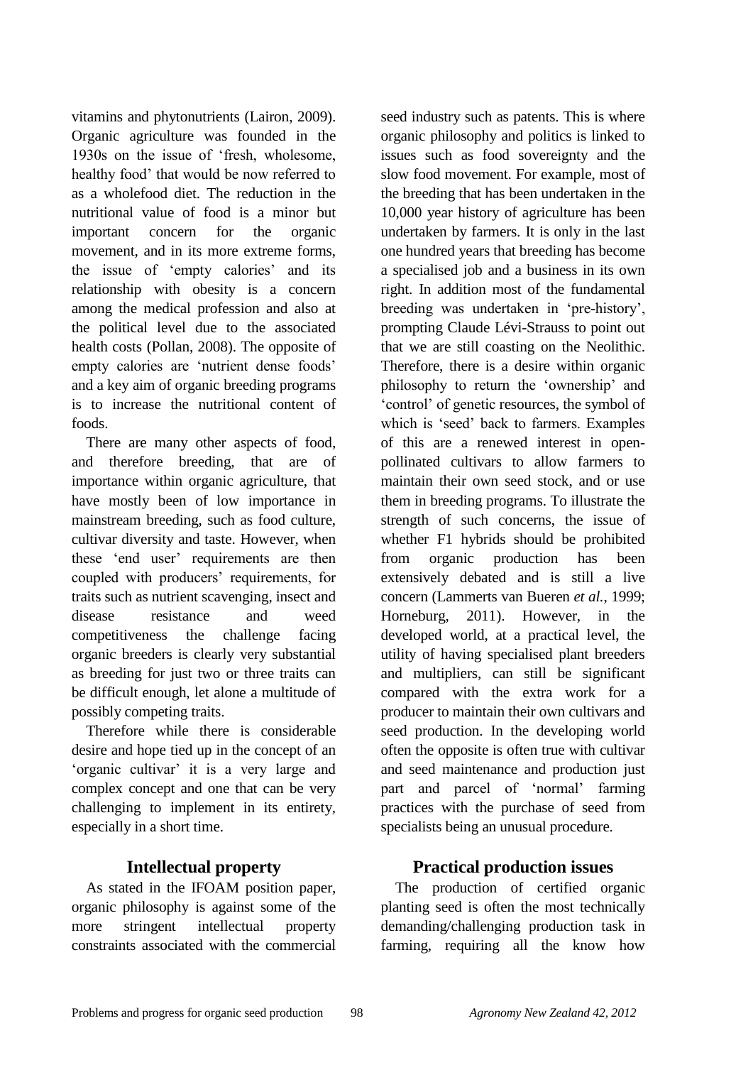vitamins and phytonutrients (Lairon, 2009). Organic agriculture was founded in the 1930s on the issue of 'fresh, wholesome, healthy food' that would be now referred to as a wholefood diet. The reduction in the nutritional value of food is a minor but important concern for the organic movement, and in its more extreme forms, the issue of 'empty calories' and its relationship with obesity is a concern among the medical profession and also at the political level due to the associated health costs (Pollan, 2008). The opposite of empty calories are 'nutrient dense foods' and a key aim of organic breeding programs is to increase the nutritional content of foods.

There are many other aspects of food, and therefore breeding, that are of importance within organic agriculture, that have mostly been of low importance in mainstream breeding, such as food culture, cultivar diversity and taste. However, when these 'end user' requirements are then coupled with producers' requirements, for traits such as nutrient scavenging, insect and disease resistance and weed competitiveness the challenge facing organic breeders is clearly very substantial as breeding for just two or three traits can be difficult enough, let alone a multitude of possibly competing traits.

Therefore while there is considerable desire and hope tied up in the concept of an 'organic cultivar' it is a very large and complex concept and one that can be very challenging to implement in its entirety, especially in a short time.

## Intellectual property

As stated in the IFOAM position paper, organic philosophy is against some of the more stringent intellectual property constraints associated with the commercial seed industry such as patents. This is where organic philosophy and politics is linked to issues such as food sovereignty and the slow food movement. For example, most of the breeding that has been undertaken in the 10,000 year history of agriculture has been undertaken by farmers. It is only in the last one hundred years that breeding has become a specialised job and a business in its own right. In addition most of the fundamental breeding was undertaken in 'pre-history', prompting Claude Lévi-Strauss to point out that we are still coasting on the Neolithic. Therefore, there is a desire within organic philosophy to return the 'ownership' and 'control' of genetic resources, the symbol of which is 'seed' back to farmers. Examples of this are a renewed interest in open-pollinated cultivars to allow farmers to maintain their own seed stock, and or use them in breeding programs. To illustrate the strength of such concerns, the issue of whether F1 hybrids should be prohibited from organic production has been extensively debated and is still a live concern (Lammerts van Bueren *et al.*, 1999; Horneburg, 2011). However, in the developed world, at a practical level, the utility of having specialised plant breeders and multipliers, can still be significant compared with the extra work for a producer to maintain their own cultivars and seed production. In the developing world often the opposite is often true with cultivar and seed maintenance and production just part and parcel of 'normal' farming practices with the purchase of seed from specialists being an unusual procedure.

## Practical production issues

The production of certified organic planting seed is often the most technically demanding/challenging production task in farming, requiring all the know how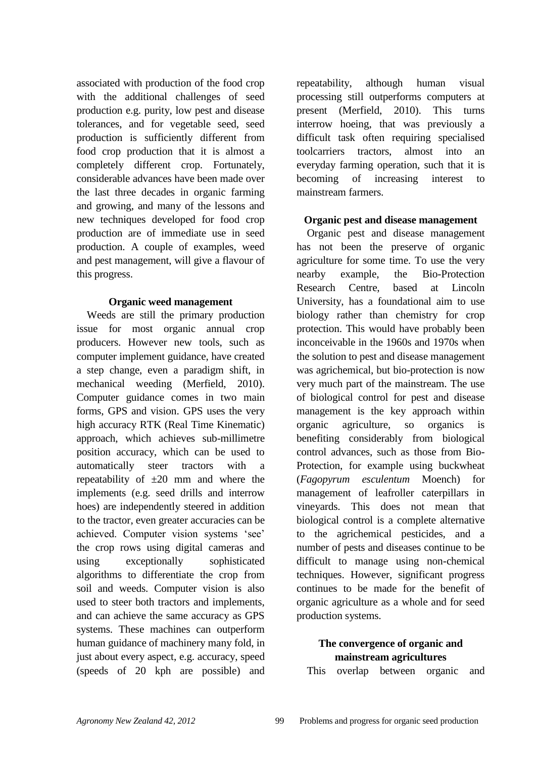associated with production of the food crop with the additional challenges of seed production e.g. purity, low pest and disease tolerances, and for vegetable seed, seed production is sufficiently different from food crop production that it is almost a completely different crop. Fortunately, considerable advances have been made over the last three decades in organic farming and growing, and many of the lessons and new techniques developed for food crop production are of immediate use in seed production. A couple of examples, weed and pest management, will give a flavour of this progress.

### Organic weed management

Weeds are still the primary production issue for most organic annual crop producers. However new tools, such as computer implement guidance, have created a step change, even a paradigm shift, in mechanical weeding (Merfield, 2010). Computer guidance comes in two main forms, GPS and vision. GPS uses the very high accuracy RTK (Real Time Kinematic) approach, which achieves sub-millimetre position accuracy, which can be used to automatically steer tractors with a repeatability of ±20 mm and where the implements (e.g. seed drills and interrow hoes) are independently steered in addition to the tractor, even greater accuracies can be achieved. Computer vision systems 'see' the crop rows using digital cameras and using exceptionally sophisticated algorithms to differentiate the crop from soil and weeds. Computer vision is also used to steer both tractors and implements, and can achieve the same accuracy as GPS systems. These machines can outperform human guidance of machinery many fold, in just about every aspect, e.g. accuracy, speed (speeds of 20 kph are possible) and repeatability, although human visual processing still outperforms computers at present (Merfield, 2010). This turns interrow hoeing, that was previously a difficult task often requiring specialised toolcarriers tractors, almost into an everyday farming operation, such that it is becoming of increasing interest to mainstream farmers.

### Organic pest and disease management

Organic pest and disease management has not been the preserve of organic agriculture for some time. To use the very nearby example, the Bio-Protection Research Centre, based at Lincoln University, has a foundational aim to use biology rather than chemistry for crop protection. This would have probably been inconceivable in the 1960s and 1970s when the solution to pest and disease management was agrichemical, but bio-protection is now very much part of the mainstream. The use of biological control for pest and disease management is the key approach within organic agriculture, so organics is benefiting considerably from biological control advances, such as those from Bio-Protection, for example using buckwheat (*Fagopyrum esculentum* Moench) for management of leafroller caterpillars in vineyards. This does not mean that biological control is a complete alternative to the agrichemical pesticides, and a number of pests and diseases continue to be difficult to manage using non-chemical techniques. However, significant progress continues to be made for the benefit of organic agriculture as a whole and for seed production systems.

### The convergence of organic and mainstream agricultures

This overlap between organic and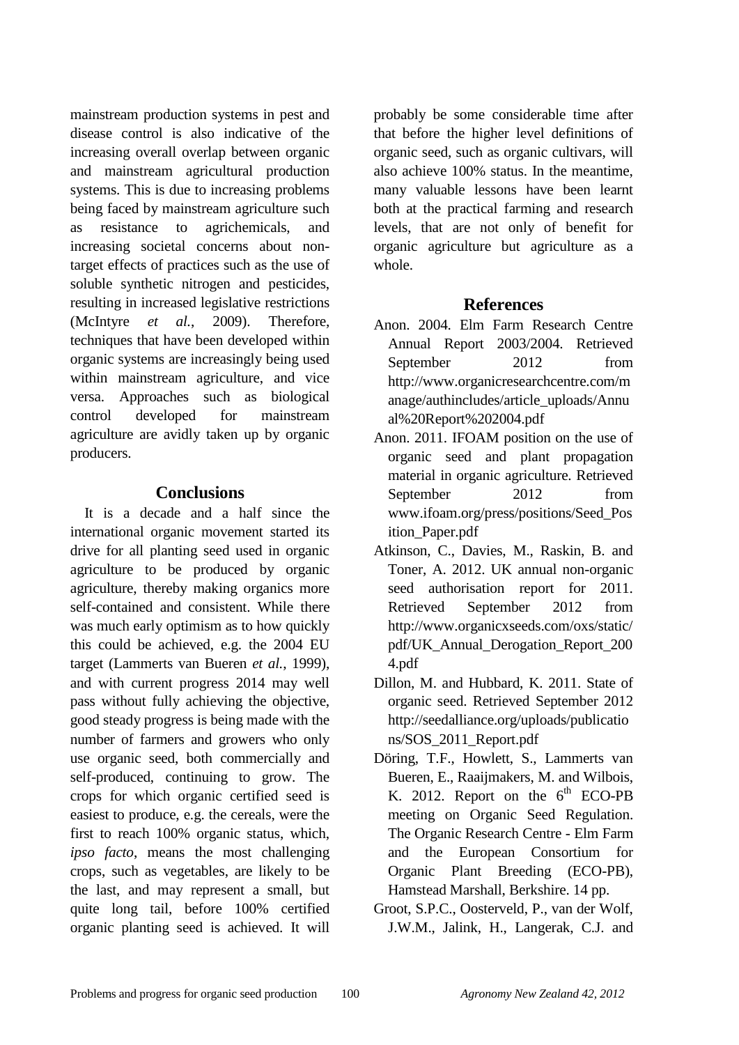mainstream production systems in pest and disease control is also indicative of the increasing overall overlap between organic and mainstream agricultural production systems. This is due to increasing problems being faced by mainstream agriculture such as resistance to agrichemicals, and increasing societal concerns about non-target effects of practices such as the use of soluble synthetic nitrogen and pesticides, resulting in increased legislative restrictions (McIntyre *et al.*, 2009). Therefore, techniques that have been developed within organic systems are increasingly being used within mainstream agriculture, and vice versa. Approaches such as biological control developed for mainstream agriculture are avidly taken up by organic producers.

## Conclusions

It is a decade and a half since the international organic movement started its drive for all planting seed used in organic agriculture to be produced by organic agriculture, thereby making organics more self-contained and consistent. While there was much early optimism as to how quickly this could be achieved, e.g. the 2004 EU target (Lammerts van Bueren *et al.*, 1999), and with current progress 2014 may well pass without fully achieving the objective, good steady progress is being made with the number of farmers and growers who only use organic seed, both commercially and self-produced, continuing to grow. The crops for which organic certified seed is easiest to produce, e.g. the cereals, were the first to reach 100% organic status, which, *ipso facto*, means the most challenging crops, such as vegetables, are likely to be the last, and may represent a small, but quite long tail, before 100% certified organic planting seed is achieved. It will probably be some considerable time after that before the higher level definitions of organic seed, such as organic cultivars, will also achieve 100% status. In the meantime, many valuable lessons have been learnt both at the practical farming and research levels, that are not only of benefit for organic agriculture but agriculture as a whole.

## References

Anon. 2004. Elm Farm Research Centre Annual Report 2003/2004. Retrieved September 2012 from http://www.organicresearchcentre.com/manage/authincludes/article_uploads/Annual%20Report%202004.pdf

Anon. 2011. IFOAM position on the use of organic seed and plant propagation material in organic agriculture. Retrieved September 2012 from www.ifoam.org/press/positions/Seed_Position_Paper.pdf

Atkinson, C., Davies, M., Raskin, B. and Toner, A. 2012. UK annual non-organic seed authorisation report for 2011. Retrieved September 2012 from http://www.organicxseeds.com/oxs/static/pdf/UK_Annual_Derogation_Report_2004.pdf

Dillon, M. and Hubbard, K. 2011. State of organic seed. Retrieved September 2012 http://seedalliance.org/uploads/publications/SOS_2011_Report.pdf

Döring, T.F., Howlett, S., Lammerts van Bueren, E., Raaijmakers, M. and Wilbois, K. 2012. Report on the 6th ECO-PB meeting on Organic Seed Regulation. The Organic Research Centre - Elm Farm and the European Consortium for Organic Plant Breeding (ECO-PB), Hamstead Marshall, Berkshire. 14 pp.

Groot, S.P.C., Oosterveld, P., van der Wolf, J.W.M., Jalink, H., Langerak, C.J. and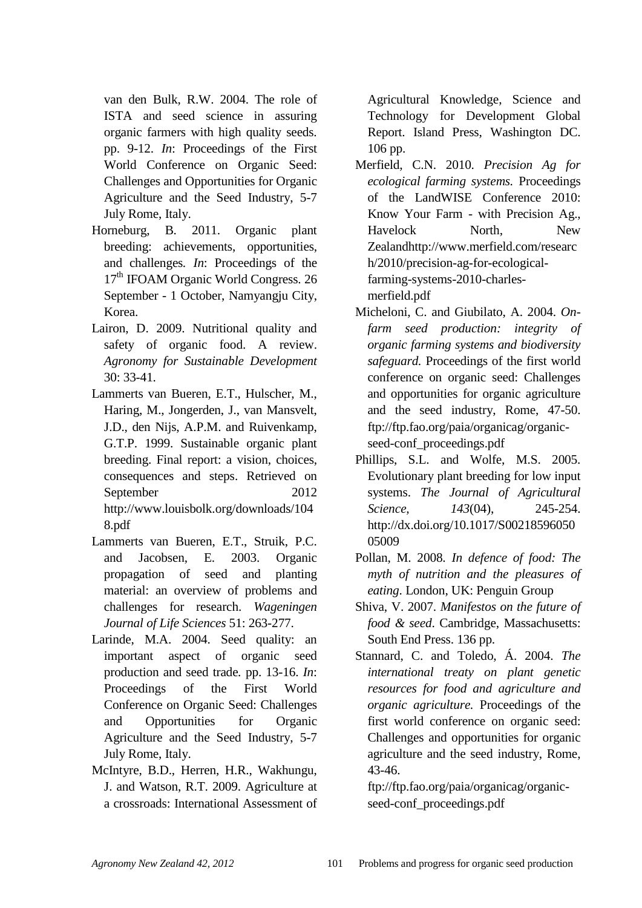van den Bulk, R.W. 2004. The role of ISTA and seed science in assuring organic farmers with high quality seeds. pp. 9-12. *In*: Proceedings of the First World Conference on Organic Seed: Challenges and Opportunities for Organic Agriculture and the Seed Industry, 5-7 July Rome, Italy.

Horneburg, B. 2011. Organic plant breeding: achievements, opportunities, and challenges. *In*: Proceedings of the 17th IFOAM Organic World Congress. 26 September - 1 October, Namyangju City, Korea.

Lairon, D. 2009. Nutritional quality and safety of organic food. A review. *Agronomy for Sustainable Development* 30: 33-41.

Lammerts van Bueren, E.T., Hulscher, M., Haring, M., Jongerden, J., van Mansvelt, J.D., den Nijs, A.P.M. and Ruivenkamp, G.T.P. 1999. Sustainable organic plant breeding. Final report: a vision, choices, consequences and steps. Retrieved on September 2012 http://www.louisbolk.org/downloads/1048.pdf

Lammerts van Bueren, E.T., Struik, P.C. and Jacobsen, E. 2003. Organic propagation of seed and planting material: an overview of problems and challenges for research. *Wageningen Journal of Life Sciences* 51: 263-277.

Larinde, M.A. 2004. Seed quality: an important aspect of organic seed production and seed trade. pp. 13-16. *In*: Proceedings of the First World Conference on Organic Seed: Challenges and Opportunities for Organic Agriculture and the Seed Industry, 5-7 July Rome, Italy.

McIntyre, B.D., Herren, H.R., Wakhungu, J. and Watson, R.T. 2009. Agriculture at a crossroads: International Assessment of Agricultural Knowledge, Science and Technology for Development Global Report. Island Press, Washington DC. 106 pp.

Merfield, C.N. 2010. *Precision Ag for ecological farming systems.* Proceedings of the LandWISE Conference 2010: Know Your Farm - with Precision Ag., Havelock North, New Zealandhttp://www.merfield.com/research/2010/precision-ag-for-ecological-farming-systems-2010-charles-merfield.pdf

Micheloni, C. and Giubilato, A. 2004. *On-farm seed production: integrity of organic farming systems and biodiversity safeguard.* Proceedings of the first world conference on organic seed: Challenges and opportunities for organic agriculture and the seed industry, Rome, 47-50. ftp://ftp.fao.org/paia/organicag/organic-seed-conf_proceedings.pdf

Phillips, S.L. and Wolfe, M.S. 2005. Evolutionary plant breeding for low input systems. *The Journal of Agricultural Science*, *143*(04), 245-254. http://dx.doi.org/10.1017/S0021859605005009

Pollan, M. 2008. *In defence of food: The myth of nutrition and the pleasures of eating*. London, UK: Penguin Group

Shiva, V. 2007. *Manifestos on the future of food & seed*. Cambridge, Massachusetts: South End Press. 136 pp.

Stannard, C. and Toledo, Á. 2004. *The international treaty on plant genetic resources for food and agriculture and organic agriculture.* Proceedings of the first world conference on organic seed: Challenges and opportunities for organic agriculture and the seed industry, Rome, 43-46. ftp://ftp.fao.org/paia/organicag/organic-seed-conf_proceedings.pdf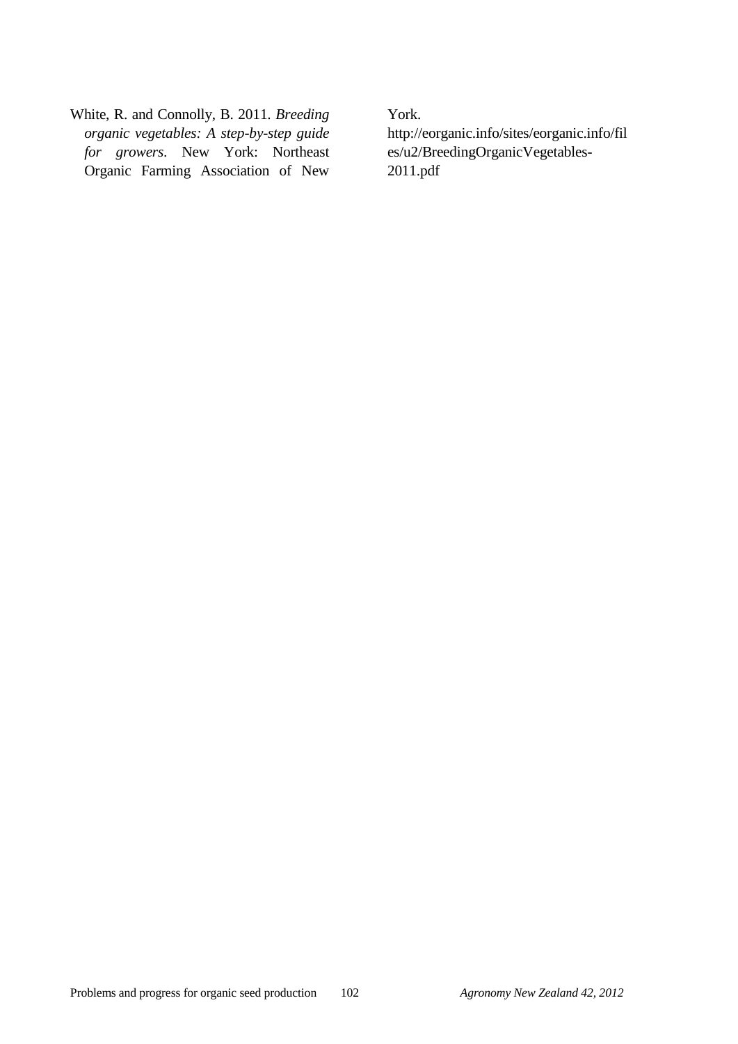White, R. and Connolly, B. 2011. *Breeding organic vegetables: A step-by-step guide for growers*. New York: Northeast Organic Farming Association of New York. http://eorganic.info/sites/eorganic.info/files/u2/BreedingOrganicVegetables-2011.pdf